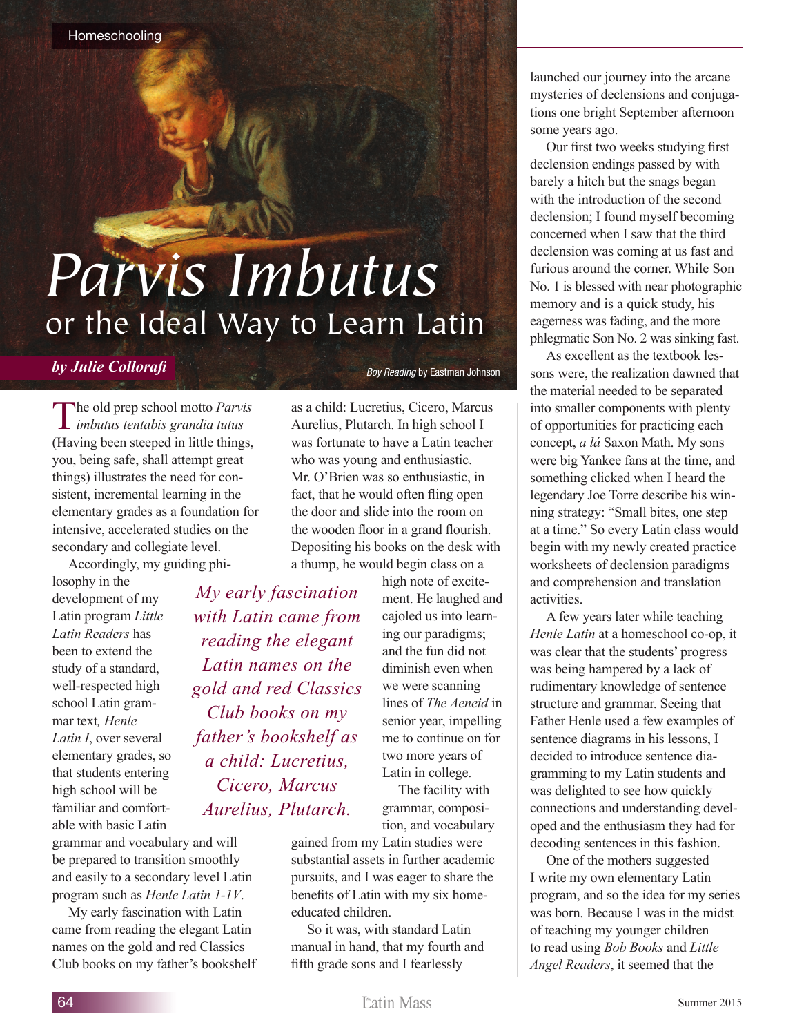# Parvis Imbutus

## or the Ideal Way to Learn Latin

***by Julie Collorafi***

*Boy Reading* by Eastman Johnson

The old prep school motto *Parvis imbutus tentabis grandia tutus* (Having been steeped in little things, you, being safe, shall attempt great things) illustrates the need for consistent, incremental learning in the elementary grades as a foundation for intensive, accelerated studies on the secondary and collegiate level.

Accordingly, my guiding philosophy in the development of my Latin program *Little Latin Readers* has been to extend the study of a standard, well-respected high school Latin grammar text, *Henle Latin I*, over several elementary grades, so that students entering high school will be familiar and comfortable with basic Latin grammar and vocabulary and will be prepared to transition smoothly and easily to a secondary level Latin program such as *Henle Latin 1-1V*.

My early fascination with Latin came from reading the elegant Latin names on the gold and red Classics Club books on my father's bookshelf as a child: Lucretius, Cicero, Marcus Aurelius, Plutarch. In high school I was fortunate to have a Latin teacher who was young and enthusiastic. Mr. O'Brien was so enthusiastic, in fact, that he would often fling open the door and slide into the room on the wooden floor in a grand flourish. Depositing his books on the desk with a thump, he would begin class on a high note of excitement. He laughed and cajoled us into learning our paradigms; and the fun did not diminish even when we were scanning lines of *The Aeneid* in senior year, impelling me to continue on for two more years of Latin in college.

> *My early fascination with Latin came from reading the elegant Latin names on the gold and red Classics Club books on my father's bookshelf as a child: Lucretius, Cicero, Marcus Aurelius, Plutarch.*

The facility with grammar, composition, and vocabulary gained from my Latin studies were substantial assets in further academic pursuits, and I was eager to share the benefits of Latin with my six home-educated children.

So it was, with standard Latin manual in hand, that my fourth and fifth grade sons and I fearlessly launched our journey into the arcane mysteries of declensions and conjugations one bright September afternoon some years ago.

Our first two weeks studying first declension endings passed by with barely a hitch but the snags began with the introduction of the second declension; I found myself becoming concerned when I saw that the third declension was coming at us fast and furious around the corner. While Son No. 1 is blessed with near photographic memory and is a quick study, his eagerness was fading, and the more phlegmatic Son No. 2 was sinking fast.

As excellent as the textbook lessons were, the realization dawned that the material needed to be separated into smaller components with plenty of opportunities for practicing each concept, *a lá* Saxon Math. My sons were big Yankee fans at the time, and something clicked when I heard the legendary Joe Torre describe his winning strategy: "Small bites, one step at a time." So every Latin class would begin with my newly created practice worksheets of declension paradigms and comprehension and translation activities.

A few years later while teaching *Henle Latin* at a homeschool co-op, it was clear that the students' progress was being hampered by a lack of rudimentary knowledge of sentence structure and grammar. Seeing that Father Henle used a few examples of sentence diagrams in his lessons, I decided to introduce sentence diagramming to my Latin students and was delighted to see how quickly connections and understanding developed and the enthusiasm they had for decoding sentences in this fashion.

One of the mothers suggested I write my own elementary Latin program, and so the idea for my series was born. Because I was in the midst of teaching my younger children to read using *Bob Books* and *Little Angel Readers*, it seemed that the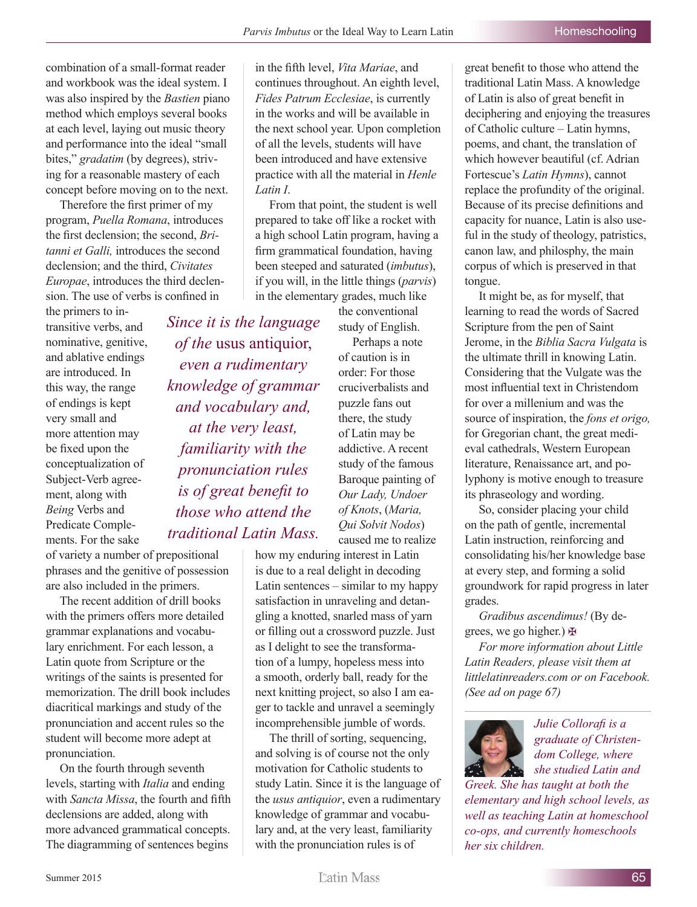combination of a small-format reader and workbook was the ideal system. I was also inspired by the *Bastien* piano method which employs several books at each level, laying out music theory and performance into the ideal "small bites," *gradatim* (by degrees), striving for a reasonable mastery of each concept before moving on to the next.

Therefore the first primer of my program, *Puella Romana*, introduces the first declension; the second, *Britanni et Galli,* introduces the second declension; and the third, *Civitates Europae*, introduces the third declension. The use of verbs is confined in the primers to intransitive verbs, and nominative, genitive, and ablative endings are introduced. In this way, the range of endings is kept very small and more attention may be fixed upon the conceptualization of Subject-Verb agreement, along with *Being* Verbs and Predicate Complements. For the sake of variety a number of prepositional phrases and the genitive of possession are also included in the primers.

The recent addition of drill books with the primers offers more detailed grammar explanations and vocabulary enrichment. For each lesson, a Latin quote from Scripture or the writings of the saints is presented for memorization. The drill book includes diacritical markings and study of the pronunciation and accent rules so the student will become more adept at pronunciation.

On the fourth through seventh levels, starting with *Italia* and ending with *Sancta Missa*, the fourth and fifth declensions are added, along with more advanced grammatical concepts. The diagramming of sentences begins in the fifth level, *Vita Mariae*, and continues throughout. An eighth level, *Fides Patrum Ecclesiae*, is currently in the works and will be available in the next school year. Upon completion of all the levels, students will have been introduced and have extensive practice with all the material in *Henle Latin I*.

From that point, the student is well prepared to take off like a rocket with a high school Latin program, having a firm grammatical foundation, having been steeped and saturated (*imbutus*), if you will, in the little things (*parvis*) in the elementary grades, much like the conventional study of English.

*Since it is the language of the* usus antiquior, *even a rudimentary knowledge of grammar and vocabulary and, at the very least, familiarity with the pronunciation rules is of great benefit to those who attend the traditional Latin Mass.*

Perhaps a note of caution is in order: For those cruciverbalists and puzzle fans out there, the study of Latin may be addictive. A recent study of the famous Baroque painting of *Our Lady, Undoer of Knots*, (*Maria, Qui Solvit Nodos*) caused me to realize how my enduring interest in Latin is due to a real delight in decoding Latin sentences – similar to my happy satisfaction in unraveling and detangling a knotted, snarled mass of yarn or filling out a crossword puzzle. Just as I delight to see the transformation of a lumpy, hopeless mess into a smooth, orderly ball, ready for the next knitting project, so also I am eager to tackle and unravel a seemingly incomprehensible jumble of words.

The thrill of sorting, sequencing, and solving is of course not the only motivation for Catholic students to study Latin. Since it is the language of the *usus antiquior*, even a rudimentary knowledge of grammar and vocabulary and, at the very least, familiarity with the pronunciation rules is of great benefit to those who attend the traditional Latin Mass. A knowledge of Latin is also of great benefit in deciphering and enjoying the treasures of Catholic culture – Latin hymns, poems, and chant, the translation of which however beautiful (cf. Adrian Fortescue's *Latin Hymns*), cannot replace the profundity of the original. Because of its precise definitions and capacity for nuance, Latin is also useful in the study of theology, patristics, canon law, and philospohy, the main corpus of which is preserved in that tongue.

It might be, as for myself, that learning to read the words of Sacred Scripture from the pen of Saint Jerome, in the *Biblia Sacra Vulgata* is the ultimate thrill in knowing Latin. Considering that the Vulgate was the most influential text in Christendom for over a millenium and was the source of inspiration, the *fons et origo,* for Gregorian chant, the great medieval cathedrals, Western European literature, Renaissance art, and polyphony is motive enough to treasure its phraseology and wording.

So, consider placing your child on the path of gentle, incremental Latin instruction, reinforcing and consolidating his/her knowledge base at every step, and forming a solid groundwork for rapid progress in later grades.

*Gradibus ascendimus!* (By degrees, we go higher.) ✠

*For more information about Little Latin Readers, please visit them at littlelatinreaders.com or on Facebook. (See ad on page 67)*

---

*Julie Collorafi is a graduate of Christendom College, where she studied Latin and Greek. She has taught at both the elementary and high school levels, as well as teaching Latin at homeschool co-ops, and currently homeschools her six children.*